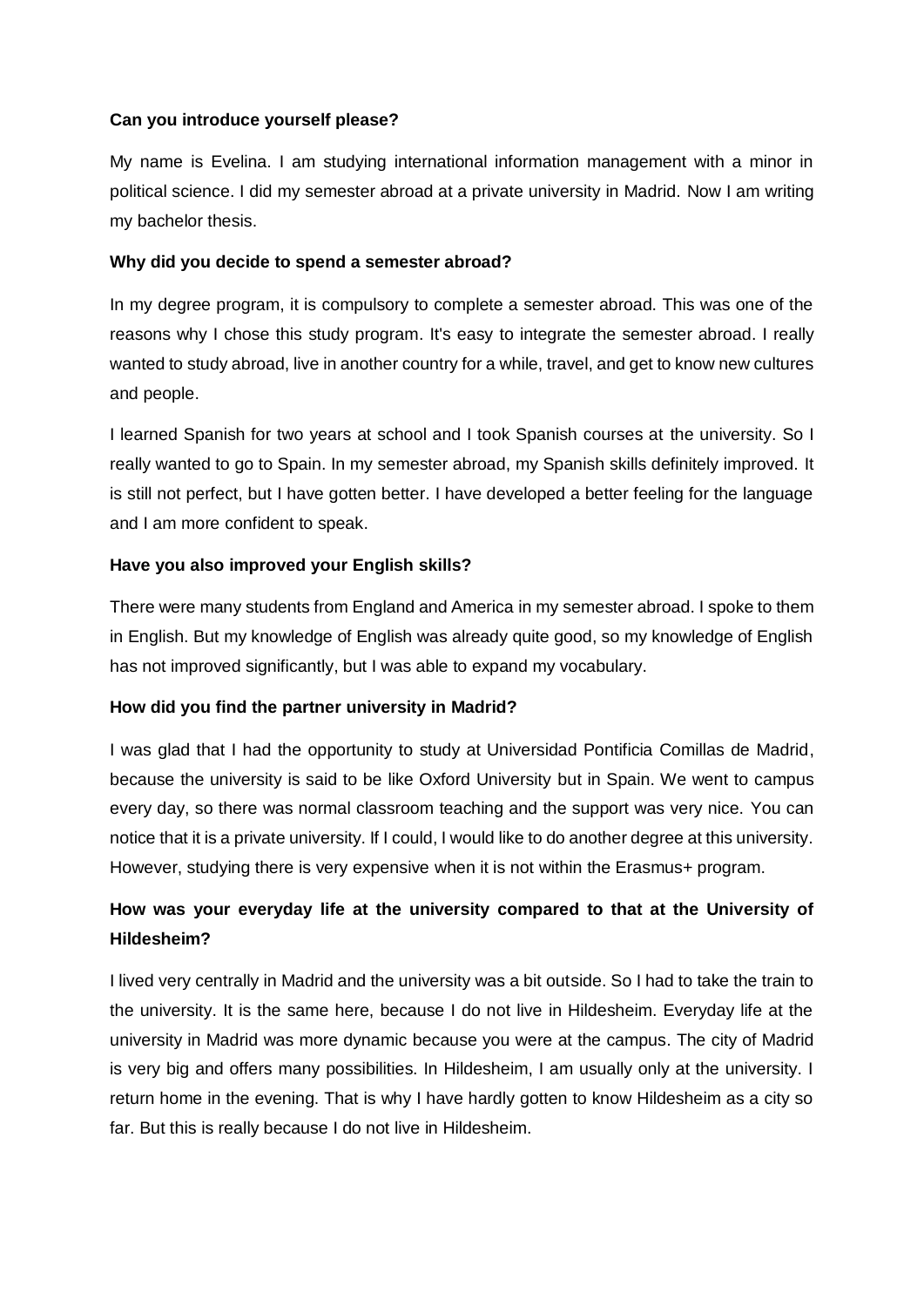**Can you introduce yourself please?**

My name is Evelina. I am studying international information management with a minor in political science. I did my semester abroad at a private university in Madrid. Now I am writing my bachelor thesis.

**Why did you decide to spend a semester abroad?**

In my degree program, it is compulsory to complete a semester abroad. This was one of the reasons why I chose this study program. It's easy to integrate the semester abroad. I really wanted to study abroad, live in another country for a while, travel, and get to know new cultures and people.

I learned Spanish for two years at school and I took Spanish courses at the university. So I really wanted to go to Spain. In my semester abroad, my Spanish skills definitely improved. It is still not perfect, but I have gotten better. I have developed a better feeling for the language and I am more confident to speak.

**Have you also improved your English skills?**

There were many students from England and America in my semester abroad. I spoke to them in English. But my knowledge of English was already quite good, so my knowledge of English has not improved significantly, but I was able to expand my vocabulary.

**How did you find the partner university in Madrid?**

I was glad that I had the opportunity to study at Universidad Pontificia Comillas de Madrid, because the university is said to be like Oxford University but in Spain. We went to campus every day, so there was normal classroom teaching and the support was very nice. You can notice that it is a private university. If I could, I would like to do another degree at this university. However, studying there is very expensive when it is not within the Erasmus+ program.

**How was your everyday life at the university compared to that at the University of Hildesheim?**

I lived very centrally in Madrid and the university was a bit outside. So I had to take the train to the university. It is the same here, because I do not live in Hildesheim. Everyday life at the university in Madrid was more dynamic because you were at the campus. The city of Madrid is very big and offers many possibilities. In Hildesheim, I am usually only at the university. I return home in the evening. That is why I have hardly gotten to know Hildesheim as a city so far. But this is really because I do not live in Hildesheim.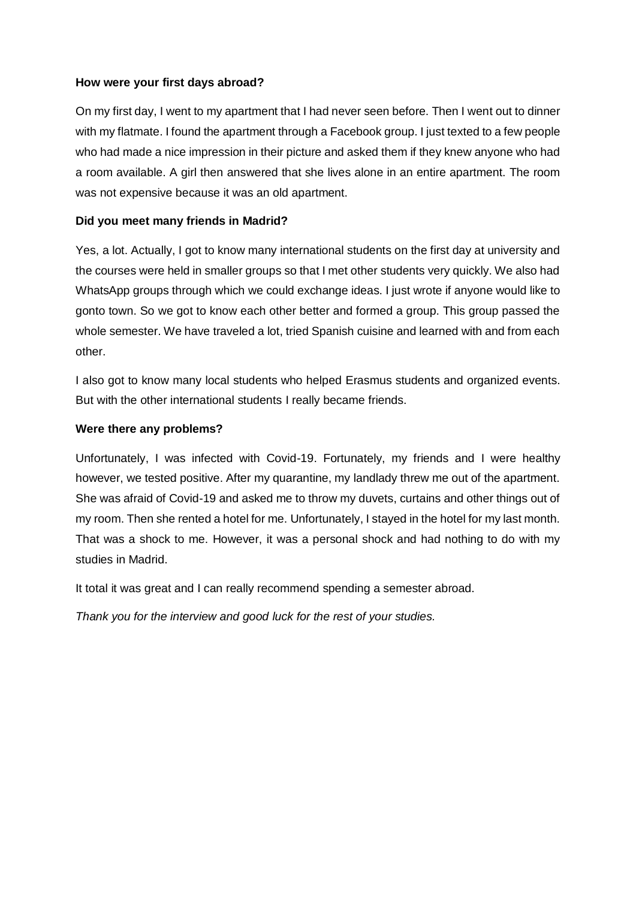**How were your first days abroad?**

On my first day, I went to my apartment that I had never seen before. Then I went out to dinner with my flatmate. I found the apartment through a Facebook group. I just texted to a few people who had made a nice impression in their picture and asked them if they knew anyone who had a room available. A girl then answered that she lives alone in an entire apartment. The room was not expensive because it was an old apartment.

**Did you meet many friends in Madrid?**

Yes, a lot. Actually, I got to know many international students on the first day at university and the courses were held in smaller groups so that I met other students very quickly. We also had WhatsApp groups through which we could exchange ideas. I just wrote if anyone would like to gonto town. So we got to know each other better and formed a group. This group passed the whole semester. We have traveled a lot, tried Spanish cuisine and learned with and from each other.

I also got to know many local students who helped Erasmus students and organized events. But with the other international students I really became friends.

**Were there any problems?**

Unfortunately, I was infected with Covid-19. Fortunately, my friends and I were healthy however, we tested positive. After my quarantine, my landlady threw me out of the apartment. She was afraid of Covid-19 and asked me to throw my duvets, curtains and other things out of my room. Then she rented a hotel for me. Unfortunately, I stayed in the hotel for my last month. That was a shock to me. However, it was a personal shock and had nothing to do with my studies in Madrid.

It total it was great and I can really recommend spending a semester abroad.

*Thank you for the interview and good luck for the rest of your studies.*